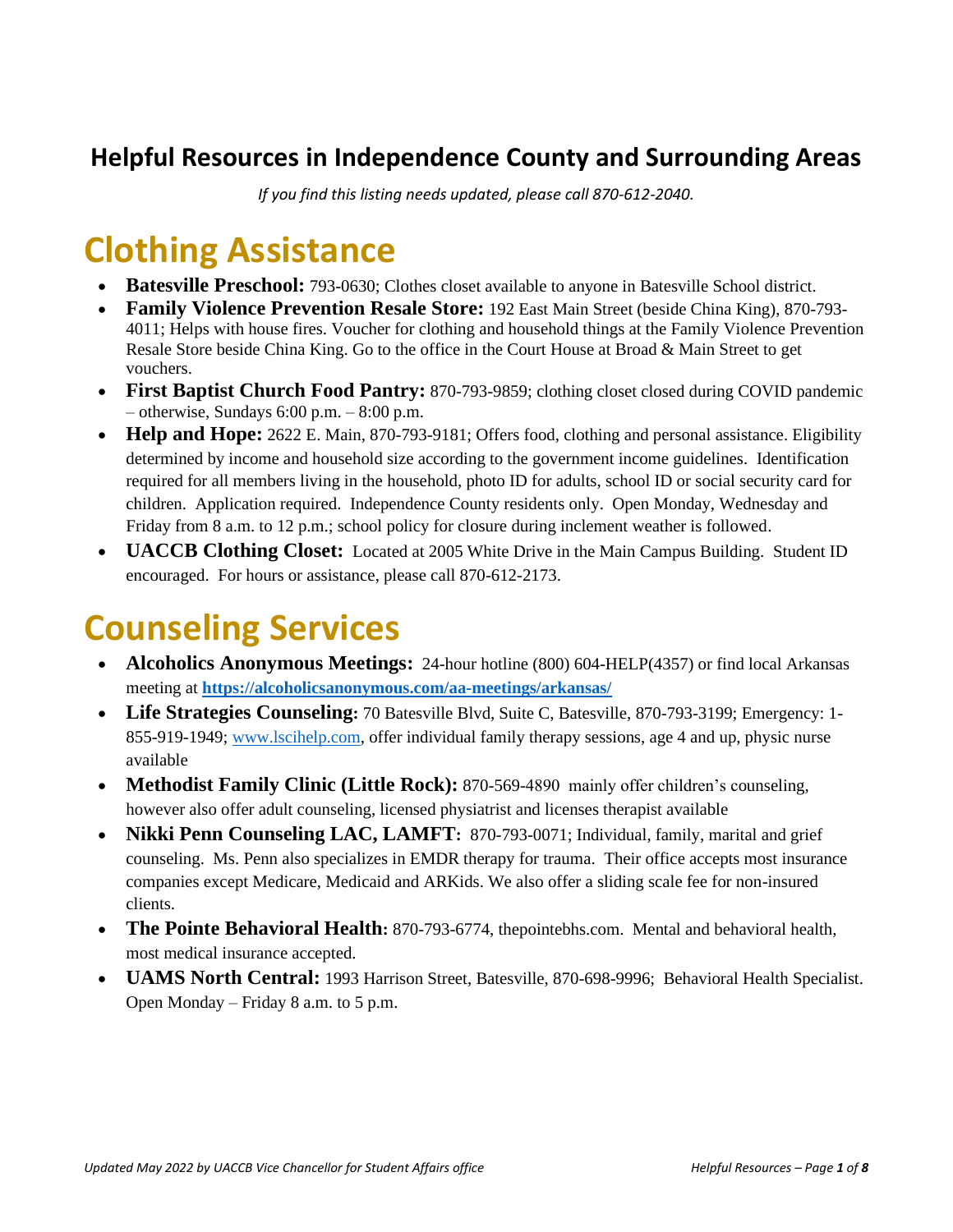## Helpful Resources in Independence County and Surrounding Areas

*If you find this listing needs updated, please call 870-612-2040.*

# Clothing Assistance

- **Batesville Preschool:** 793-0630; Clothes closet available to anyone in Batesville School district.
- **Family Violence Prevention Resale Store:** 192 East Main Street (beside China King), 870-793-4011; Helps with house fires. Voucher for clothing and household things at the Family Violence Prevention Resale Store beside China King. Go to the office in the Court House at Broad & Main Street to get vouchers.
- **First Baptist Church Food Pantry:** 870-793-9859; clothing closet closed during COVID pandemic – otherwise, Sundays 6:00 p.m. – 8:00 p.m.
- **Help and Hope:** 2622 E. Main, 870-793-9181; Offers food, clothing and personal assistance. Eligibility determined by income and household size according to the government income guidelines. Identification required for all members living in the household, photo ID for adults, school ID or social security card for children. Application required. Independence County residents only. Open Monday, Wednesday and Friday from 8 a.m. to 12 p.m.; school policy for closure during inclement weather is followed.
- **UACCB Clothing Closet:** Located at 2005 White Drive in the Main Campus Building. Student ID encouraged. For hours or assistance, please call 870-612-2173.

# Counseling Services

- **Alcoholics Anonymous Meetings:** 24-hour hotline (800) 604-HELP(4357) or find local Arkansas meeting at **https://alcoholicsanonymous.com/aa-meetings/arkansas/**
- **Life Strategies Counseling:** 70 Batesville Blvd, Suite C, Batesville, 870-793-3199; Emergency: 1-855-919-1949; www.lscihelp.com, offer individual family therapy sessions, age 4 and up, physic nurse available
- **Methodist Family Clinic (Little Rock):** 870-569-4890 mainly offer children's counseling, however also offer adult counseling, licensed physiatrist and licenses therapist available
- **Nikki Penn Counseling LAC, LAMFT:** 870-793-0071; Individual, family, marital and grief counseling. Ms. Penn also specializes in EMDR therapy for trauma. Their office accepts most insurance companies except Medicare, Medicaid and ARKids. We also offer a sliding scale fee for non-insured clients.
- **The Pointe Behavioral Health:** 870-793-6774, thepointebhs.com. Mental and behavioral health, most medical insurance accepted.
- **UAMS North Central:** 1993 Harrison Street, Batesville, 870-698-9996; Behavioral Health Specialist. Open Monday – Friday 8 a.m. to 5 p.m.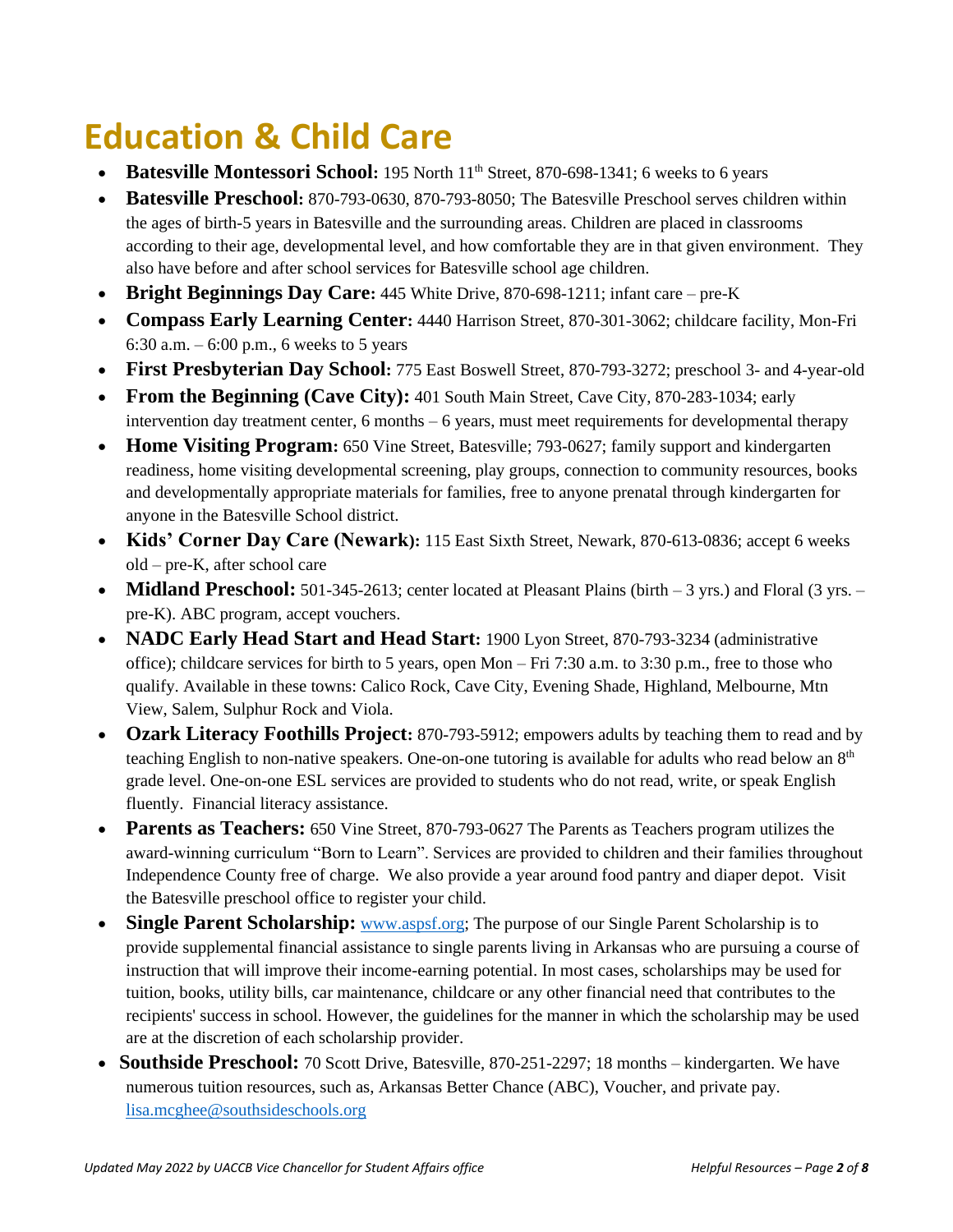# Education & Child Care

- **Batesville Montessori School:** 195 North 11th Street, 870-698-1341; 6 weeks to 6 years
- **Batesville Preschool:** 870-793-0630, 870-793-8050; The Batesville Preschool serves children within the ages of birth-5 years in Batesville and the surrounding areas. Children are placed in classrooms according to their age, developmental level, and how comfortable they are in that given environment. They also have before and after school services for Batesville school age children.
- **Bright Beginnings Day Care:** 445 White Drive, 870-698-1211; infant care – pre-K
- **Compass Early Learning Center:** 4440 Harrison Street, 870-301-3062; childcare facility, Mon-Fri 6:30 a.m. – 6:00 p.m., 6 weeks to 5 years
- **First Presbyterian Day School:** 775 East Boswell Street, 870-793-3272; preschool 3- and 4-year-old
- **From the Beginning (Cave City):** 401 South Main Street, Cave City, 870-283-1034; early intervention day treatment center, 6 months – 6 years, must meet requirements for developmental therapy
- **Home Visiting Program:** 650 Vine Street, Batesville; 793-0627; family support and kindergarten readiness, home visiting developmental screening, play groups, connection to community resources, books and developmentally appropriate materials for families, free to anyone prenatal through kindergarten for anyone in the Batesville School district.
- **Kids' Corner Day Care (Newark):** 115 East Sixth Street, Newark, 870-613-0836; accept 6 weeks old – pre-K, after school care
- **Midland Preschool:** 501-345-2613; center located at Pleasant Plains (birth – 3 yrs.) and Floral (3 yrs. – pre-K). ABC program, accept vouchers.
- **NADC Early Head Start and Head Start:** 1900 Lyon Street, 870-793-3234 (administrative office); childcare services for birth to 5 years, open Mon – Fri 7:30 a.m. to 3:30 p.m., free to those who qualify. Available in these towns: Calico Rock, Cave City, Evening Shade, Highland, Melbourne, Mtn View, Salem, Sulphur Rock and Viola.
- **Ozark Literacy Foothills Project:** 870-793-5912; empowers adults by teaching them to read and by teaching English to non-native speakers. One-on-one tutoring is available for adults who read below an 8th grade level. One-on-one ESL services are provided to students who do not read, write, or speak English fluently. Financial literacy assistance.
- **Parents as Teachers:** 650 Vine Street, 870-793-0627 The Parents as Teachers program utilizes the award-winning curriculum "Born to Learn". Services are provided to children and their families throughout Independence County free of charge. We also provide a year around food pantry and diaper depot. Visit the Batesville preschool office to register your child.
- **Single Parent Scholarship:** www.aspsf.org; The purpose of our Single Parent Scholarship is to provide supplemental financial assistance to single parents living in Arkansas who are pursuing a course of instruction that will improve their income-earning potential. In most cases, scholarships may be used for tuition, books, utility bills, car maintenance, childcare or any other financial need that contributes to the recipients' success in school. However, the guidelines for the manner in which the scholarship may be used are at the discretion of each scholarship provider.
- **Southside Preschool:** 70 Scott Drive, Batesville, 870-251-2297; 18 months – kindergarten. We have numerous tuition resources, such as, Arkansas Better Chance (ABC), Voucher, and private pay. lisa.mcghee@southsideschools.org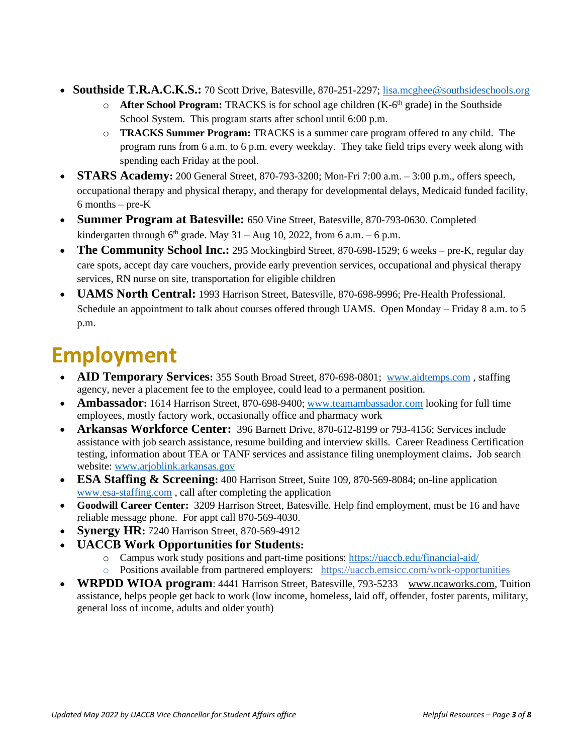- **Southside T.R.A.C.K.S.:** 70 Scott Drive, Batesville, 870-251-2297; lisa.mcghee@southsideschools.org
    - **After School Program:** TRACKS is for school age children (K-6th grade) in the Southside School System. This program starts after school until 6:00 p.m.
    - **TRACKS Summer Program:** TRACKS is a summer care program offered to any child. The program runs from 6 a.m. to 6 p.m. every weekday. They take field trips every week along with spending each Friday at the pool.
- **STARS Academy:** 200 General Street, 870-793-3200; Mon-Fri 7:00 a.m. – 3:00 p.m., offers speech, occupational therapy and physical therapy, and therapy for developmental delays, Medicaid funded facility, 6 months – pre-K
- **Summer Program at Batesville:** 650 Vine Street, Batesville, 870-793-0630. Completed kindergarten through 6th grade. May 31 – Aug 10, 2022, from 6 a.m. – 6 p.m.
- **The Community School Inc.:** 295 Mockingbird Street, 870-698-1529; 6 weeks – pre-K, regular day care spots, accept day care vouchers, provide early prevention services, occupational and physical therapy services, RN nurse on site, transportation for eligible children
- **UAMS North Central:** 1993 Harrison Street, Batesville, 870-698-9996; Pre-Health Professional. Schedule an appointment to talk about courses offered through UAMS. Open Monday – Friday 8 a.m. to 5 p.m.

# Employment

- **AID Temporary Services:** 355 South Broad Street, 870-698-0801; www.aidtemps.com , staffing agency, never a placement fee to the employee, could lead to a permanent position.
- **Ambassador:** 1614 Harrison Street, 870-698-9400; www.teamambassador.com looking for full time employees, mostly factory work, occasionally office and pharmacy work
- **Arkansas Workforce Center:** 396 Barnett Drive, 870-612-8199 or 793-4156; Services include assistance with job search assistance, resume building and interview skills. Career Readiness Certification testing, information about TEA or TANF services and assistance filing unemployment claims**.** Job search website: www.arjoblink.arkansas.gov
- **ESA Staffing & Screening:** 400 Harrison Street, Suite 109, 870-569-8084; on-line application www.esa-staffing.com , call after completing the application
- **Goodwill Career Center:** 3209 Harrison Street, Batesville. Help find employment, must be 16 and have reliable message phone. For appt call 870-569-4030.
- **Synergy HR:** 7240 Harrison Street, 870-569-4912
- **UACCB Work Opportunities for Students:**
    - Campus work study positions and part-time positions: https://uaccb.edu/financial-aid/
    - Positions available from partnered employers: https://uaccb.emsicc.com/work-opportunities
- **WRPDD WIOA program**: 4441 Harrison Street, Batesville, 793-5233 www.ncaworks.com, Tuition assistance, helps people get back to work (low income, homeless, laid off, offender, foster parents, military, general loss of income, adults and older youth)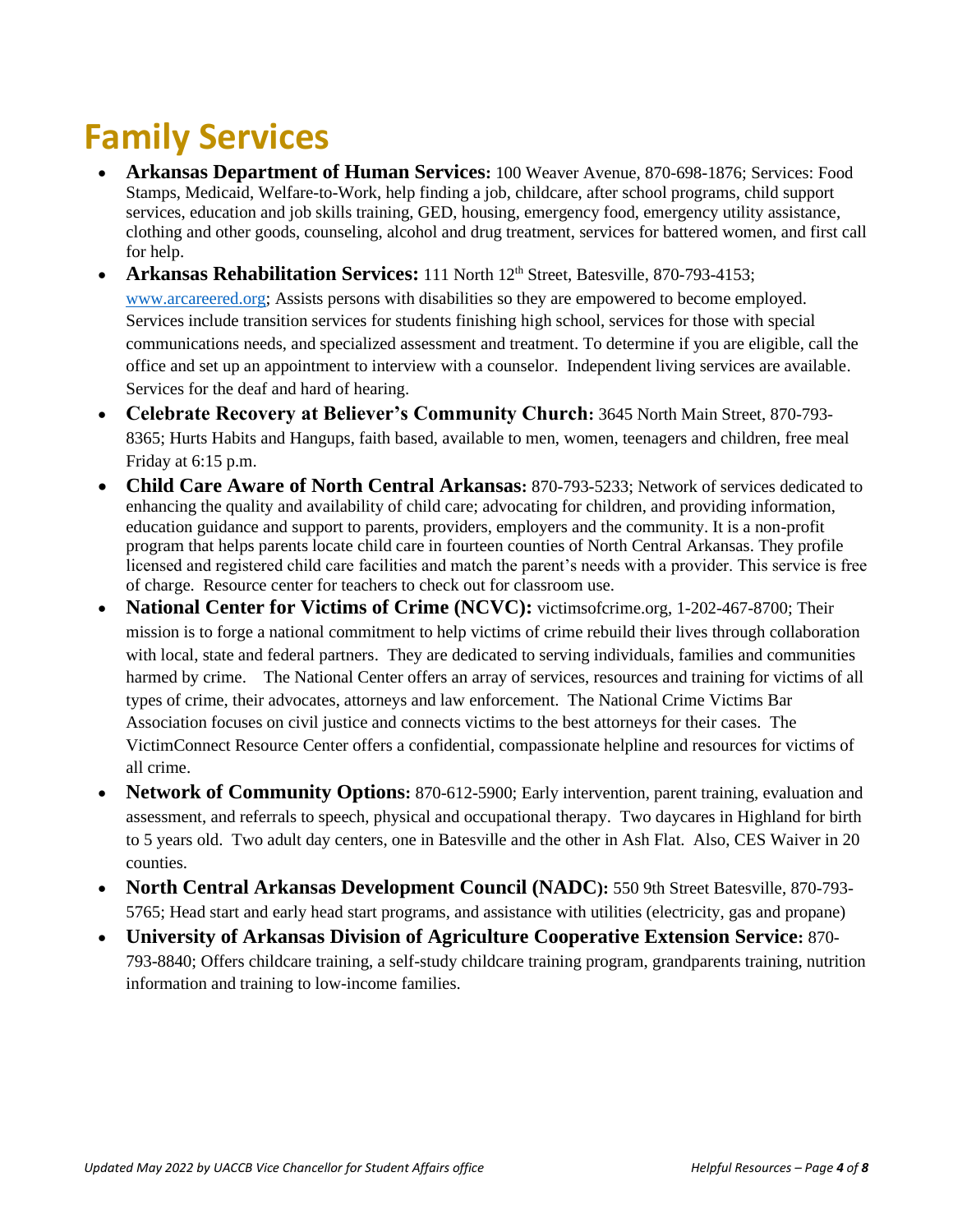# Family Services

- **Arkansas Department of Human Services:** 100 Weaver Avenue, 870-698-1876; Services: Food Stamps, Medicaid, Welfare-to-Work, help finding a job, childcare, after school programs, child support services, education and job skills training, GED, housing, emergency food, emergency utility assistance, clothing and other goods, counseling, alcohol and drug treatment, services for battered women, and first call for help.
- **Arkansas Rehabilitation Services:** 111 North 12th Street, Batesville, 870-793-4153; www.arcareered.org; Assists persons with disabilities so they are empowered to become employed. Services include transition services for students finishing high school, services for those with special communications needs, and specialized assessment and treatment. To determine if you are eligible, call the office and set up an appointment to interview with a counselor. Independent living services are available. Services for the deaf and hard of hearing.
- **Celebrate Recovery at Believer's Community Church:** 3645 North Main Street, 870-793-8365; Hurts Habits and Hangups, faith based, available to men, women, teenagers and children, free meal Friday at 6:15 p.m.
- **Child Care Aware of North Central Arkansas:** 870-793-5233; Network of services dedicated to enhancing the quality and availability of child care; advocating for children, and providing information, education guidance and support to parents, providers, employers and the community. It is a non-profit program that helps parents locate child care in fourteen counties of North Central Arkansas. They profile licensed and registered child care facilities and match the parent's needs with a provider. This service is free of charge. Resource center for teachers to check out for classroom use.
- **National Center for Victims of Crime (NCVC):** victimsofcrime.org, 1-202-467-8700; Their mission is to forge a national commitment to help victims of crime rebuild their lives through collaboration with local, state and federal partners. They are dedicated to serving individuals, families and communities harmed by crime. The National Center offers an array of services, resources and training for victims of all types of crime, their advocates, attorneys and law enforcement. The National Crime Victims Bar Association focuses on civil justice and connects victims to the best attorneys for their cases. The VictimConnect Resource Center offers a confidential, compassionate helpline and resources for victims of all crime.
- **Network of Community Options:** 870-612-5900; Early intervention, parent training, evaluation and assessment, and referrals to speech, physical and occupational therapy. Two daycares in Highland for birth to 5 years old. Two adult day centers, one in Batesville and the other in Ash Flat. Also, CES Waiver in 20 counties.
- **North Central Arkansas Development Council (NADC):** 550 9th Street Batesville, 870-793-5765; Head start and early head start programs, and assistance with utilities (electricity, gas and propane)
- **University of Arkansas Division of Agriculture Cooperative Extension Service:** 870-793-8840; Offers childcare training, a self-study childcare training program, grandparents training, nutrition information and training to low-income families.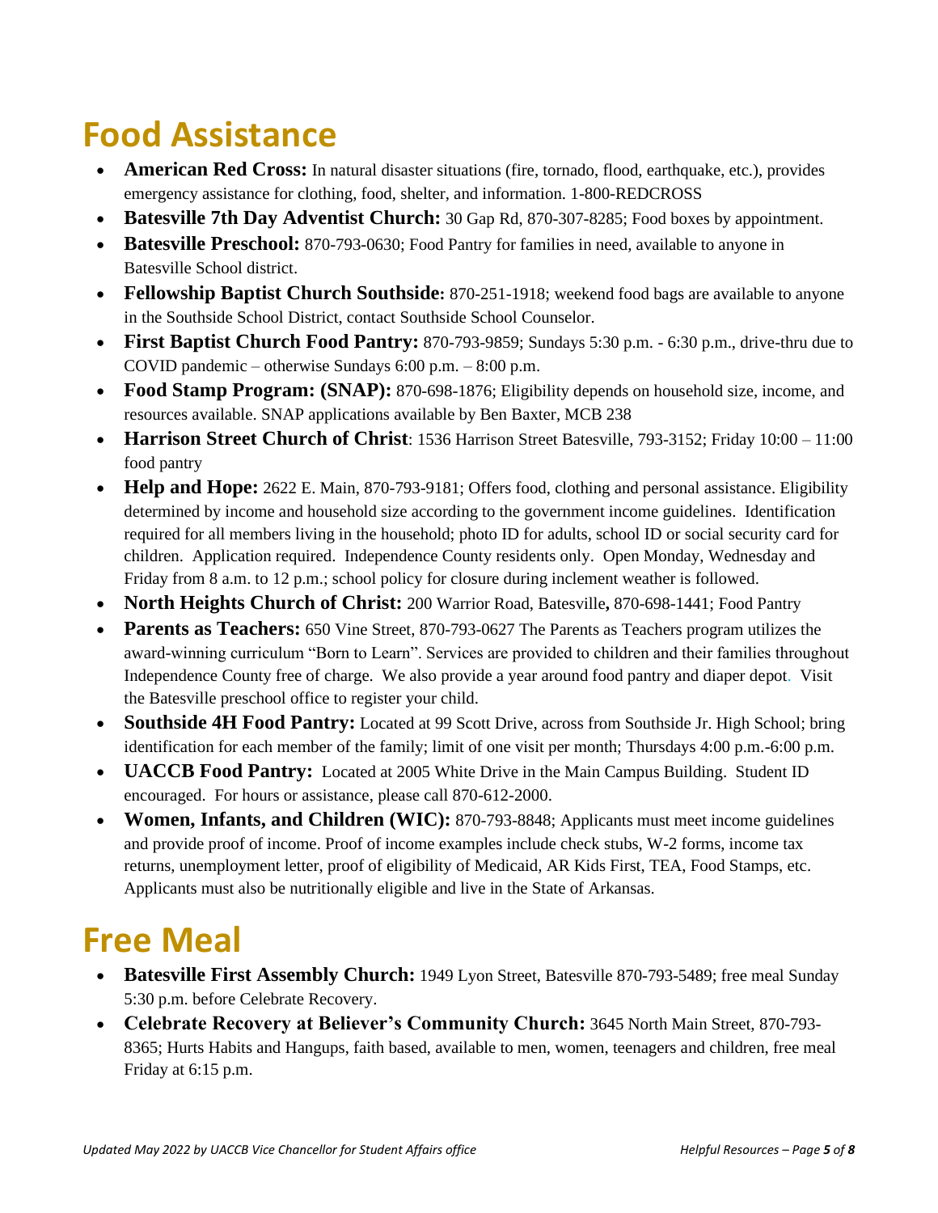# Food Assistance

- **American Red Cross:** In natural disaster situations (fire, tornado, flood, earthquake, etc.), provides emergency assistance for clothing, food, shelter, and information. 1-800-REDCROSS
- **Batesville 7th Day Adventist Church:** 30 Gap Rd, 870-307-8285; Food boxes by appointment.
- **Batesville Preschool:** 870-793-0630; Food Pantry for families in need, available to anyone in Batesville School district.
- **Fellowship Baptist Church Southside:** 870-251-1918; weekend food bags are available to anyone in the Southside School District, contact Southside School Counselor.
- **First Baptist Church Food Pantry:** 870-793-9859; Sundays 5:30 p.m. - 6:30 p.m., drive-thru due to COVID pandemic – otherwise Sundays 6:00 p.m. – 8:00 p.m.
- **Food Stamp Program: (SNAP):** 870-698-1876; Eligibility depends on household size, income, and resources available. SNAP applications available by Ben Baxter, MCB 238
- **Harrison Street Church of Christ**: 1536 Harrison Street Batesville, 793-3152; Friday 10:00 – 11:00 food pantry
- **Help and Hope:** 2622 E. Main, 870-793-9181; Offers food, clothing and personal assistance. Eligibility determined by income and household size according to the government income guidelines. Identification required for all members living in the household; photo ID for adults, school ID or social security card for children. Application required. Independence County residents only. Open Monday, Wednesday and Friday from 8 a.m. to 12 p.m.; school policy for closure during inclement weather is followed.
- **North Heights Church of Christ:** 200 Warrior Road, Batesville**,** 870-698-1441; Food Pantry
- **Parents as Teachers:** 650 Vine Street, 870-793-0627 The Parents as Teachers program utilizes the award-winning curriculum "Born to Learn". Services are provided to children and their families throughout Independence County free of charge. We also provide a year around food pantry and diaper depot. Visit the Batesville preschool office to register your child.
- **Southside 4H Food Pantry:** Located at 99 Scott Drive, across from Southside Jr. High School; bring identification for each member of the family; limit of one visit per month; Thursdays 4:00 p.m.-6:00 p.m.
- **UACCB Food Pantry:** Located at 2005 White Drive in the Main Campus Building. Student ID encouraged. For hours or assistance, please call 870-612-2000.
- **Women, Infants, and Children (WIC):** 870-793-8848; Applicants must meet income guidelines and provide proof of income. Proof of income examples include check stubs, W-2 forms, income tax returns, unemployment letter, proof of eligibility of Medicaid, AR Kids First, TEA, Food Stamps, etc. Applicants must also be nutritionally eligible and live in the State of Arkansas.

# Free Meal

- **Batesville First Assembly Church:** 1949 Lyon Street, Batesville 870-793-5489; free meal Sunday 5:30 p.m. before Celebrate Recovery.
- **Celebrate Recovery at Believer's Community Church:** 3645 North Main Street, 870-793-8365; Hurts Habits and Hangups, faith based, available to men, women, teenagers and children, free meal Friday at 6:15 p.m.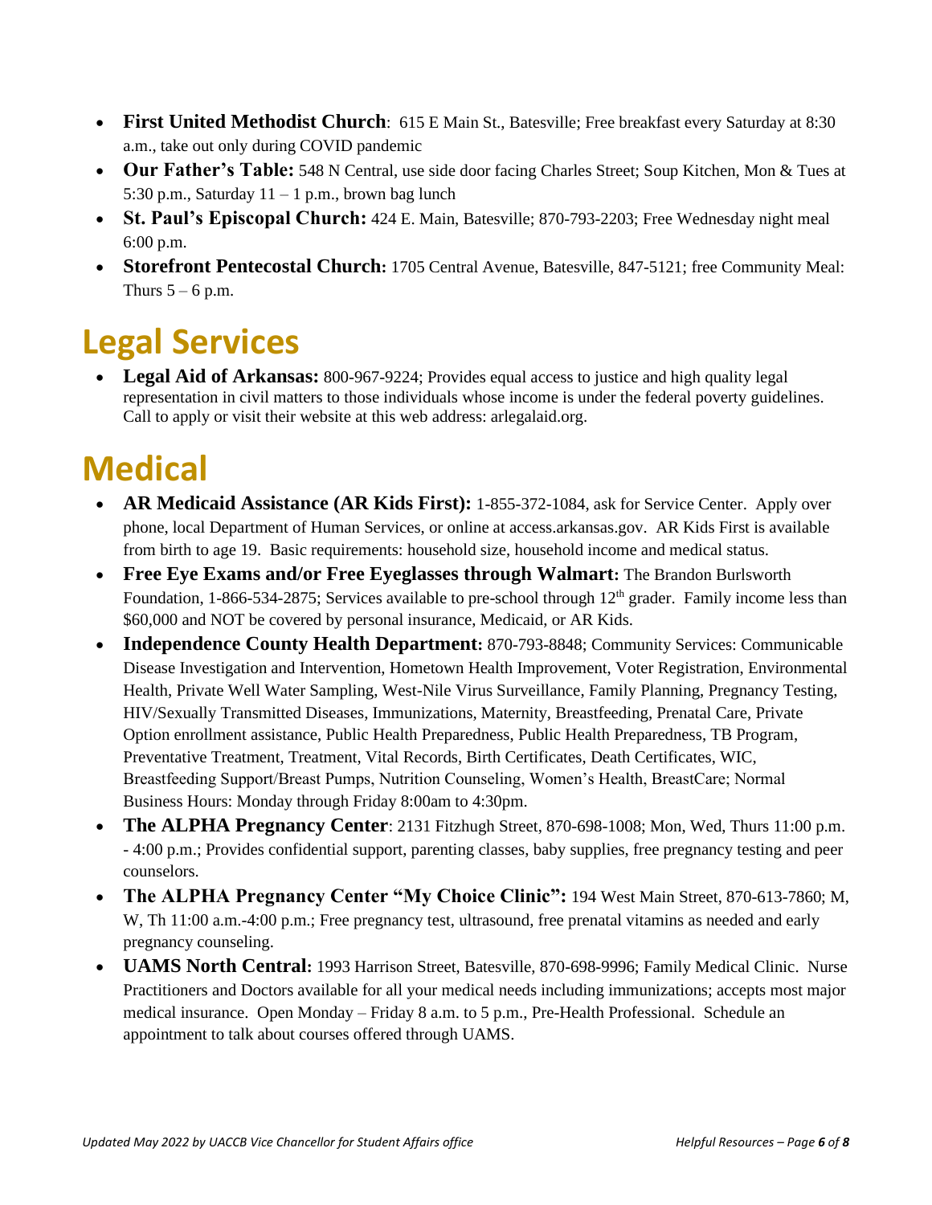- **First United Methodist Church**: 615 E Main St., Batesville; Free breakfast every Saturday at 8:30 a.m., take out only during COVID pandemic
- **Our Father's Table:** 548 N Central, use side door facing Charles Street; Soup Kitchen, Mon & Tues at 5:30 p.m., Saturday 11 – 1 p.m., brown bag lunch
- **St. Paul's Episcopal Church:** 424 E. Main, Batesville; 870-793-2203; Free Wednesday night meal 6:00 p.m.
- **Storefront Pentecostal Church:** 1705 Central Avenue, Batesville, 847-5121; free Community Meal: Thurs 5 – 6 p.m.

# Legal Services

- **Legal Aid of Arkansas:** 800-967-9224; Provides equal access to justice and high quality legal representation in civil matters to those individuals whose income is under the federal poverty guidelines. Call to apply or visit their website at this web address: arlegalaid.org.

# Medical

- **AR Medicaid Assistance (AR Kids First):** 1-855-372-1084, ask for Service Center. Apply over phone, local Department of Human Services, or online at access.arkansas.gov. AR Kids First is available from birth to age 19. Basic requirements: household size, household income and medical status.
- **Free Eye Exams and/or Free Eyeglasses through Walmart:** The Brandon Burlsworth Foundation, 1-866-534-2875; Services available to pre-school through 12th grader. Family income less than $60,000 and NOT be covered by personal insurance, Medicaid, or AR Kids.
- **Independence County Health Department:** 870-793-8848; Community Services: Communicable Disease Investigation and Intervention, Hometown Health Improvement, Voter Registration, Environmental Health, Private Well Water Sampling, West-Nile Virus Surveillance, Family Planning, Pregnancy Testing, HIV/Sexually Transmitted Diseases, Immunizations, Maternity, Breastfeeding, Prenatal Care, Private Option enrollment assistance, Public Health Preparedness, Public Health Preparedness, TB Program, Preventative Treatment, Treatment, Vital Records, Birth Certificates, Death Certificates, WIC, Breastfeeding Support/Breast Pumps, Nutrition Counseling, Women's Health, BreastCare; Normal Business Hours: Monday through Friday 8:00am to 4:30pm.
- **The ALPHA Pregnancy Center**: 2131 Fitzhugh Street, 870-698-1008; Mon, Wed, Thurs 11:00 p.m. - 4:00 p.m.; Provides confidential support, parenting classes, baby supplies, free pregnancy testing and peer counselors.
- **The ALPHA Pregnancy Center "My Choice Clinic":** 194 West Main Street, 870-613-7860; M, W, Th 11:00 a.m.-4:00 p.m.; Free pregnancy test, ultrasound, free prenatal vitamins as needed and early pregnancy counseling.
- **UAMS North Central:** 1993 Harrison Street, Batesville, 870-698-9996; Family Medical Clinic. Nurse Practitioners and Doctors available for all your medical needs including immunizations; accepts most major medical insurance. Open Monday – Friday 8 a.m. to 5 p.m., Pre-Health Professional. Schedule an appointment to talk about courses offered through UAMS.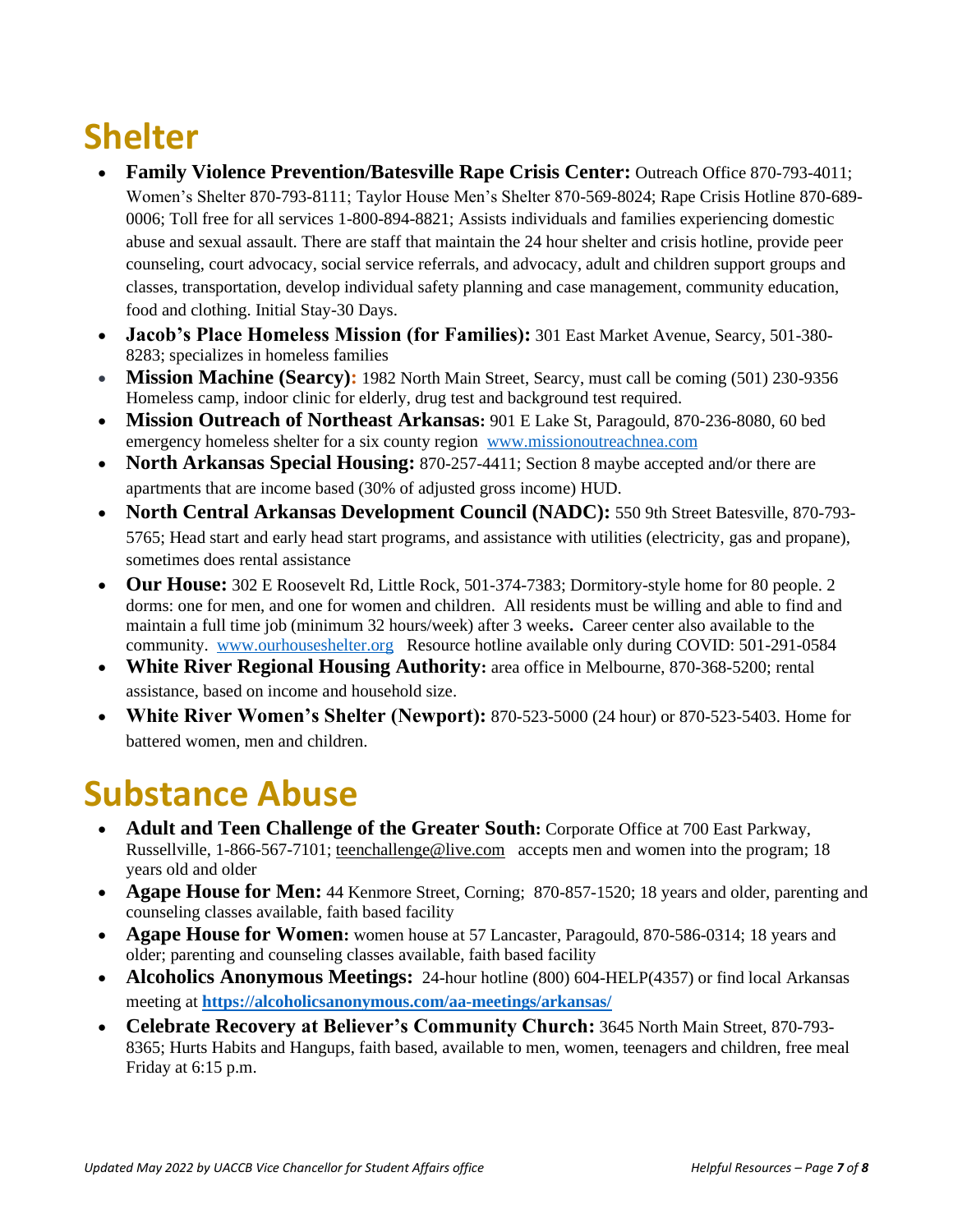# Shelter

- **Family Violence Prevention/Batesville Rape Crisis Center:** Outreach Office 870-793-4011; Women's Shelter 870-793-8111; Taylor House Men's Shelter 870-569-8024; Rape Crisis Hotline 870-689-0006; Toll free for all services 1-800-894-8821; Assists individuals and families experiencing domestic abuse and sexual assault. There are staff that maintain the 24 hour shelter and crisis hotline, provide peer counseling, court advocacy, social service referrals, and advocacy, adult and children support groups and classes, transportation, develop individual safety planning and case management, community education, food and clothing. Initial Stay-30 Days.
- **Jacob's Place Homeless Mission (for Families):** 301 East Market Avenue, Searcy, 501-380-8283; specializes in homeless families
- **Mission Machine (Searcy):** 1982 North Main Street, Searcy, must call be coming (501) 230-9356 Homeless camp, indoor clinic for elderly, drug test and background test required.
- **Mission Outreach of Northeast Arkansas:** 901 E Lake St, Paragould, 870-236-8080, 60 bed emergency homeless shelter for a six county region [www.missionoutreachnea.com](http://www.missionoutreachnea.com)
- **North Arkansas Special Housing:** 870-257-4411; Section 8 maybe accepted and/or there are apartments that are income based (30% of adjusted gross income) HUD.
- **North Central Arkansas Development Council (NADC):** 550 9th Street Batesville, 870-793-5765; Head start and early head start programs, and assistance with utilities (electricity, gas and propane), sometimes does rental assistance
- **Our House:** 302 E Roosevelt Rd, Little Rock, 501-374-7383; Dormitory-style home for 80 people. 2 dorms: one for men, and one for women and children. All residents must be willing and able to find and maintain a full time job (minimum 32 hours/week) after 3 weeks**.** Career center also available to the community. [www.ourhouseshelter.org](http://www.ourhouseshelter.org) Resource hotline available only during COVID: 501-291-0584
- **White River Regional Housing Authority:** area office in Melbourne, 870-368-5200; rental assistance, based on income and household size.
- **White River Women's Shelter (Newport):** 870-523-5000 (24 hour) or 870-523-5403. Home for battered women, men and children.

# Substance Abuse

- **Adult and Teen Challenge of the Greater South:** Corporate Office at 700 East Parkway, Russellville, 1-866-567-7101; teenchallenge@live.com accepts men and women into the program; 18 years old and older
- **Agape House for Men:** 44 Kenmore Street, Corning; 870-857-1520; 18 years and older, parenting and counseling classes available, faith based facility
- **Agape House for Women:** women house at 57 Lancaster, Paragould, 870-586-0314; 18 years and older; parenting and counseling classes available, faith based facility
- **Alcoholics Anonymous Meetings:** 24-hour hotline (800) 604-HELP(4357) or find local Arkansas meeting at **[https://alcoholicsanonymous.com/aa-meetings/arkansas/](https://alcoholicsanonymous.com/aa-meetings/arkansas/)**
- **Celebrate Recovery at Believer's Community Church:** 3645 North Main Street, 870-793-8365; Hurts Habits and Hangups, faith based, available to men, women, teenagers and children, free meal Friday at 6:15 p.m.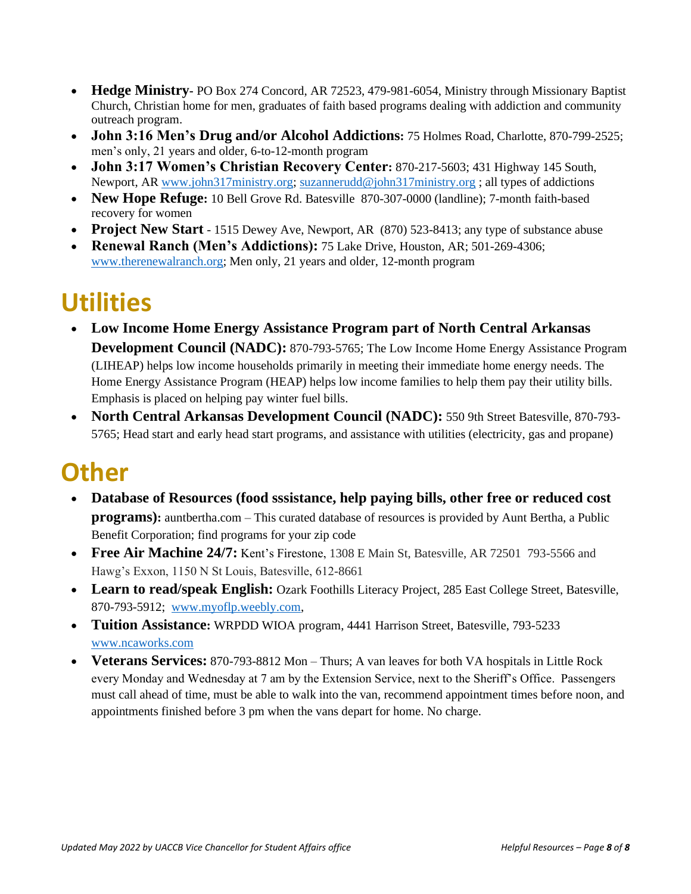- **Hedge Ministry**- PO Box 274 Concord, AR 72523, 479-981-6054, Ministry through Missionary Baptist Church, Christian home for men, graduates of faith based programs dealing with addiction and community outreach program.
- **John 3:16 Men's Drug and/or Alcohol Addictions:** 75 Holmes Road, Charlotte, 870-799-2525; men's only, 21 years and older, 6-to-12-month program
- **John 3:17 Women's Christian Recovery Center:** 870-217-5603; 431 Highway 145 South, Newport, AR www.john317ministry.org; suzannerudd@john317ministry.org ; all types of addictions
- **New Hope Refuge:** 10 Bell Grove Rd. Batesville 870-307-0000 (landline); 7-month faith-based recovery for women
- **Project New Start** - 1515 Dewey Ave, Newport, AR (870) 523-8413; any type of substance abuse
- **Renewal Ranch (Men's Addictions):** 75 Lake Drive, Houston, AR; 501-269-4306; www.therenewalranch.org; Men only, 21 years and older, 12-month program

# Utilities

- **Low Income Home Energy Assistance Program part of North Central Arkansas Development Council (NADC):** 870-793-5765; The Low Income Home Energy Assistance Program (LIHEAP) helps low income households primarily in meeting their immediate home energy needs. The Home Energy Assistance Program (HEAP) helps low income families to help them pay their utility bills. Emphasis is placed on helping pay winter fuel bills.
- **North Central Arkansas Development Council (NADC):** 550 9th Street Batesville, 870-793-5765; Head start and early head start programs, and assistance with utilities (electricity, gas and propane)

# Other

- **Database of Resources (food sssistance, help paying bills, other free or reduced cost programs):** auntbertha.com – This curated database of resources is provided by Aunt Bertha, a Public Benefit Corporation; find programs for your zip code
- **Free Air Machine 24/7:** Kent's Firestone, 1308 E Main St, Batesville, AR 72501 793-5566 and Hawg's Exxon, 1150 N St Louis, Batesville, 612-8661
- **Learn to read/speak English:** Ozark Foothills Literacy Project, 285 East College Street, Batesville, 870-793-5912; www.myoflp.weebly.com,
- **Tuition Assistance:** WRPDD WIOA program, 4441 Harrison Street, Batesville, 793-5233 www.ncaworks.com
- **Veterans Services:** 870-793-8812 Mon – Thurs; A van leaves for both VA hospitals in Little Rock every Monday and Wednesday at 7 am by the Extension Service, next to the Sheriff's Office. Passengers must call ahead of time, must be able to walk into the van, recommend appointment times before noon, and appointments finished before 3 pm when the vans depart for home. No charge.